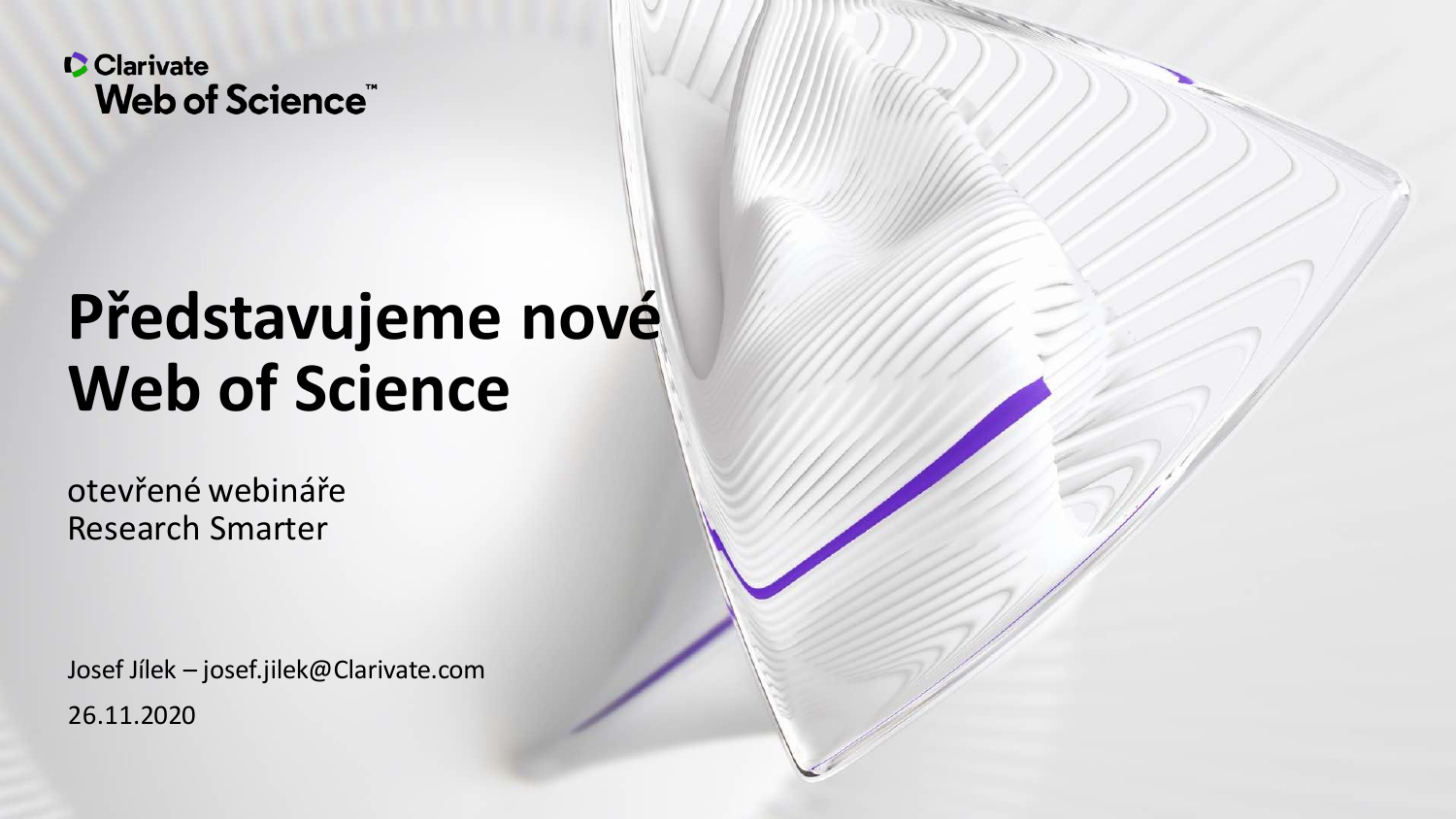Clarivate
Web of Science™

# Představujeme nové Web of Science

otevřené webináře
Research Smarter

Josef Jílek – josef.jilek@Clarivate.com

26.11.2020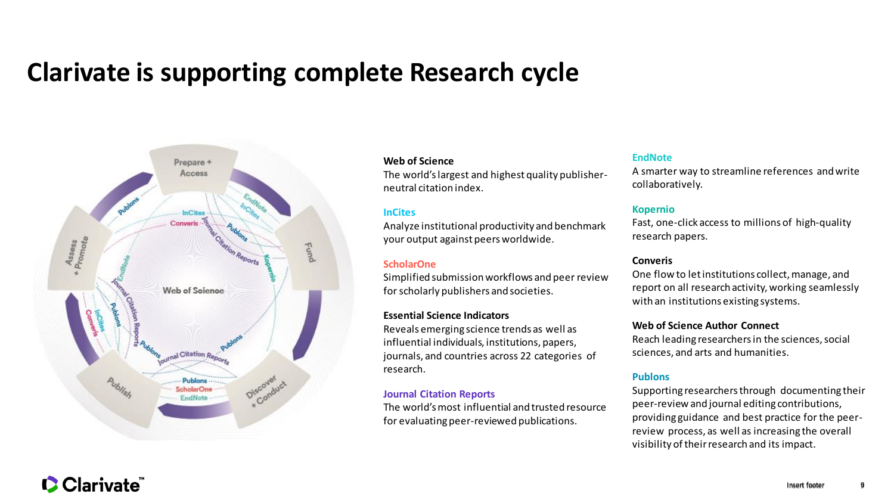# Clarivate is supporting complete Research cycle

**Web of Science**
The world's largest and highest quality publisher-neutral citation index.

**InCites**
Analyze institutional productivity and benchmark your output against peers worldwide.

**ScholarOne**
Simplified submission workflows and peer review for scholarly publishers and societies.

**Essential Science Indicators**
Reveals emerging science trends as well as influential individuals, institutions, papers, journals, and countries across 22 categories of research.

**Journal Citation Reports**
The world's most influential and trusted resource for evaluating peer-reviewed publications.

**EndNote**
A smarter way to streamline references and write collaboratively.

**Kopernio**
Fast, one-click access to millions of high-quality research papers.

**Converis**
One flow to let institutions collect, manage, and report on all research activity, working seamlessly with an institutions existing systems.

**Web of Science Author Connect**
Reach leading researchers in the sciences, social sciences, and arts and humanities.

**Publons**
Supporting researchers through documenting their peer-review and journal editing contributions, providing guidance and best practice for the peer-review process, as well as increasing the overall visibility of their research and its impact.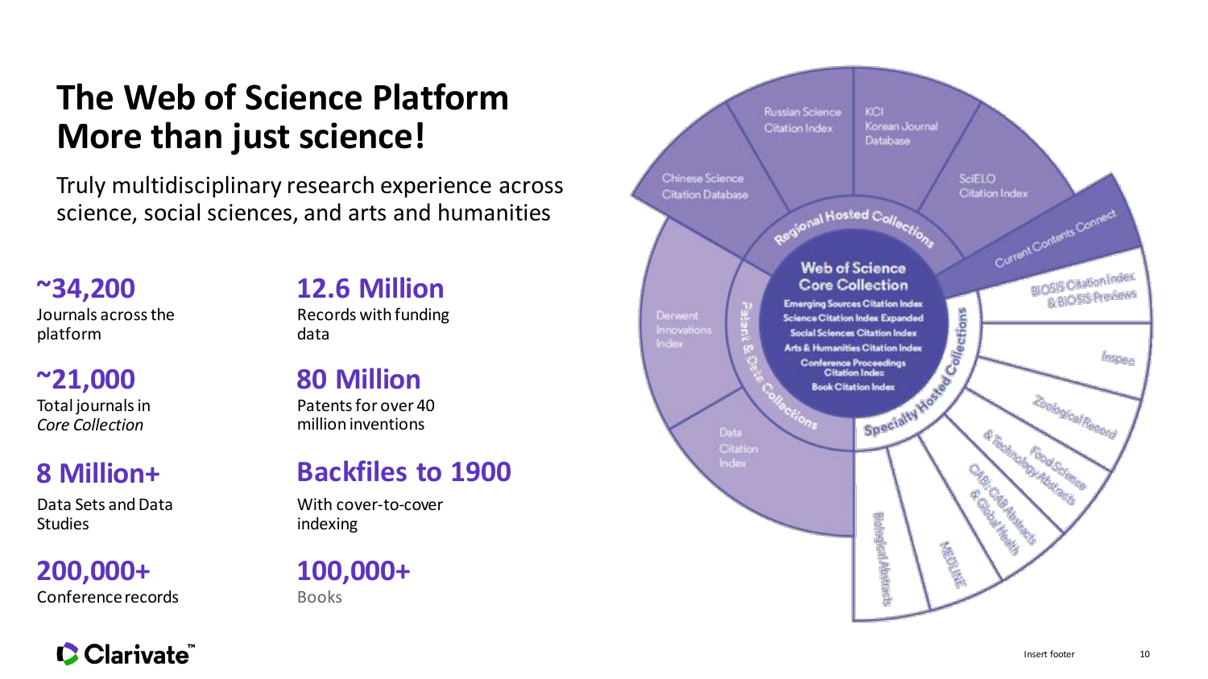# The Web of Science Platform
# More than just science!

Truly multidisciplinary research experience across science, social sciences, and arts and humanities

**~34,200**
Journals across the platform

**~21,000**
Total journals in *Core Collection*

**8 Million+**
Data Sets and Data Studies

**200,000+**
Conference records

**12.6 Million**
Records with funding data

**80 Million**
Patents for over 40 million inventions

**Backfiles to 1900**
With cover-to-cover indexing

**100,000+**
Books

Web of Science Core Collection
- Emerging Sources Citation Index
- Science Citation Index Expanded
- Social Sciences Citation Index
- Arts & Humanities Citation Index
- Conference Proceedings Citation Index
- Book Citation Index

Regional Hosted Collections
- Chinese Science Citation Database
- Russian Science Citation Index
- KCI Korean Journal Database
- SciELO Citation Index

Current Contents Connect

Specialty Hosted Collections
- BIOSIS Citation Index & BIOSIS Previews
- Inspec
- Zoological Record
- Food Science & Technology Abstracts
- CABI: CAB Abstracts & Global Health
- MEDLINE
- Biological Abstracts

Patent & Data Collections
- Derwent Innovations Index
- Data Citation Index

Clarivate™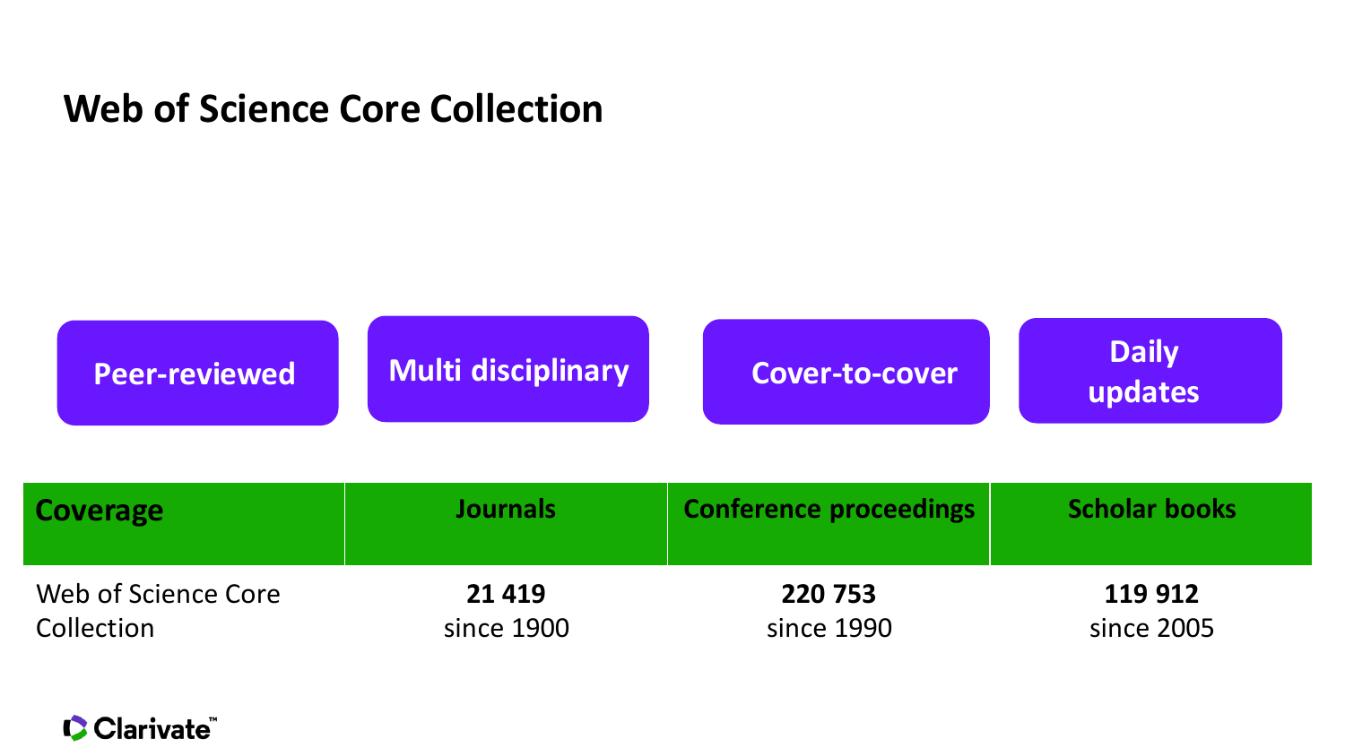# Web of Science Core Collection

**Peer-reviewed**

**Multi disciplinary**

**Cover-to-cover**

**Daily updates**

| **Coverage** | **Journals** | **Conference proceedings** | **Scholar books** |
|---|---|---|---|
| Web of Science Core Collection | **21 419** since 1900 | **220 753** since 1990 | **119 912** since 2005 |

Clarivate™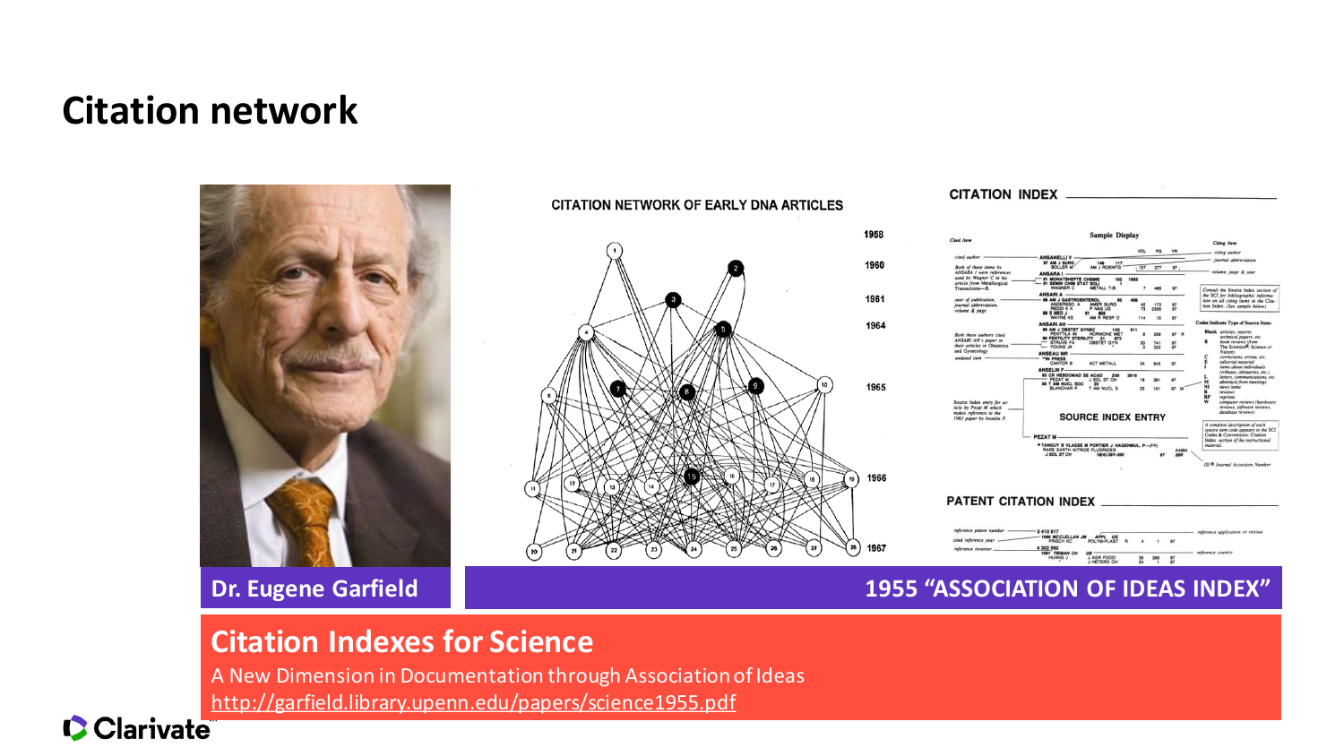# Citation network

CITATION NETWORK OF EARLY DNA ARTICLES

CITATION INDEX

SOURCE INDEX ENTRY

PATENT CITATION INDEX

**Dr. Eugene Garfield**

**1955 "ASSOCIATION OF IDEAS INDEX"**

## Citation Indexes for Science

A New Dimension in Documentation through Association of Ideas

http://garfield.library.upenn.edu/papers/science1955.pdf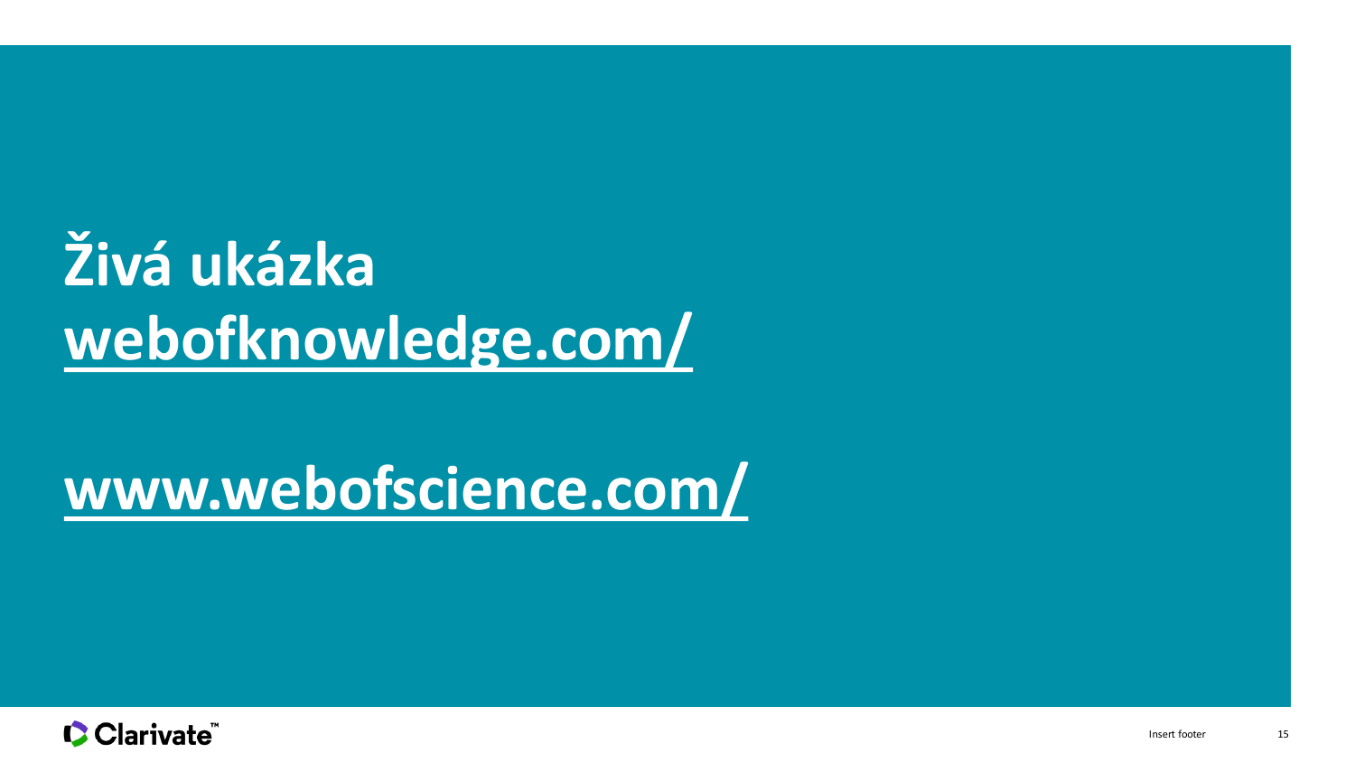# Živá ukázka

# webofknowledge.com/

# www.webofscience.com/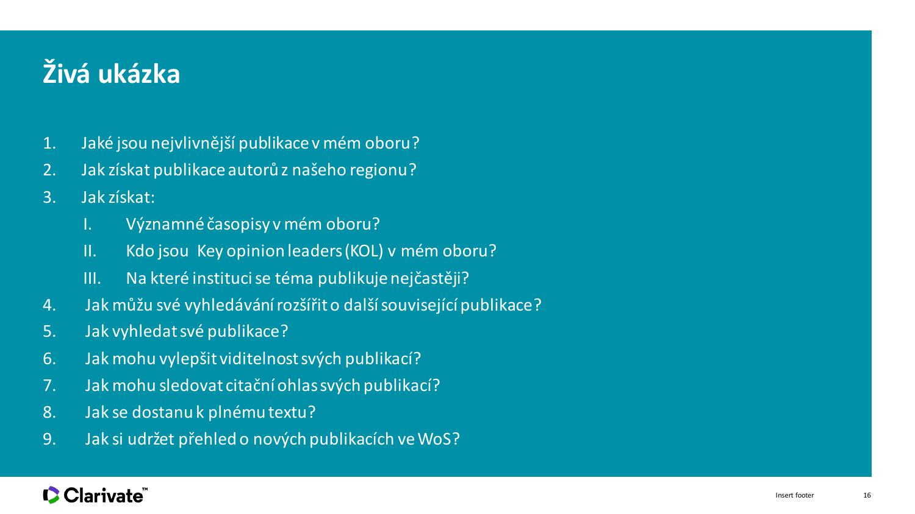# Živá ukázka

1. Jaké jsou nejvlivnější publikace v mém oboru?
2. Jak získat publikace autorů z našeho regionu?
3. Jak získat:
    I. Významné časopisy v mém oboru?
    II. Kdo jsou Key opinion leaders (KOL) v mém oboru?
    III. Na které instituci se téma publikuje nejčastěji?
4. Jak můžu své vyhledávání rozšířit o další související publikace?
5. Jak vyhledat své publikace?
6. Jak mohu vylepšit viditelnost svých publikací?
7. Jak mohu sledovat citační ohlas svých publikací?
8. Jak se dostanu k plnému textu?
9. Jak si udržet přehled o nových publikacích ve WoS?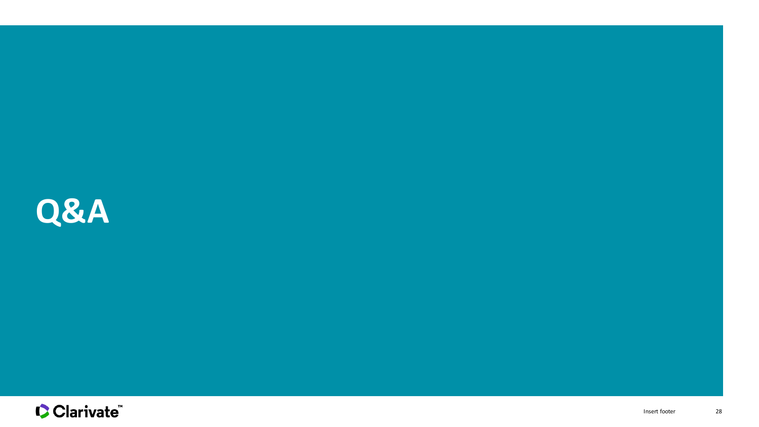# Q&A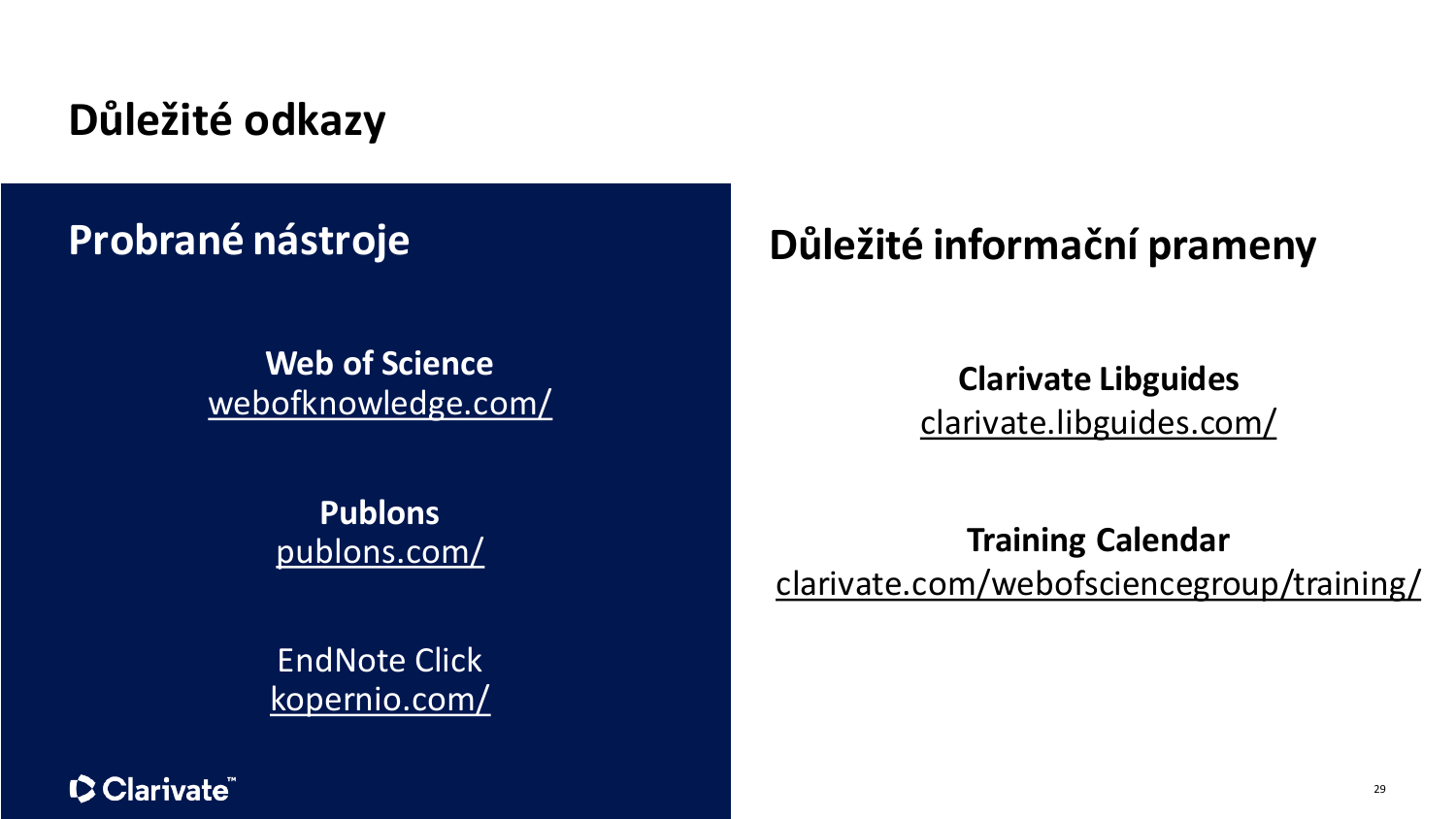# Důležité odkazy

## Probrané nástroje

**Web of Science**
webofknowledge.com/

**Publons**
publons.com/

EndNote Click
kopernio.com/

## Důležité informační prameny

**Clarivate Libguides**
clarivate.libguides.com/

**Training Calendar**
clarivate.com/webofsciencegroup/training/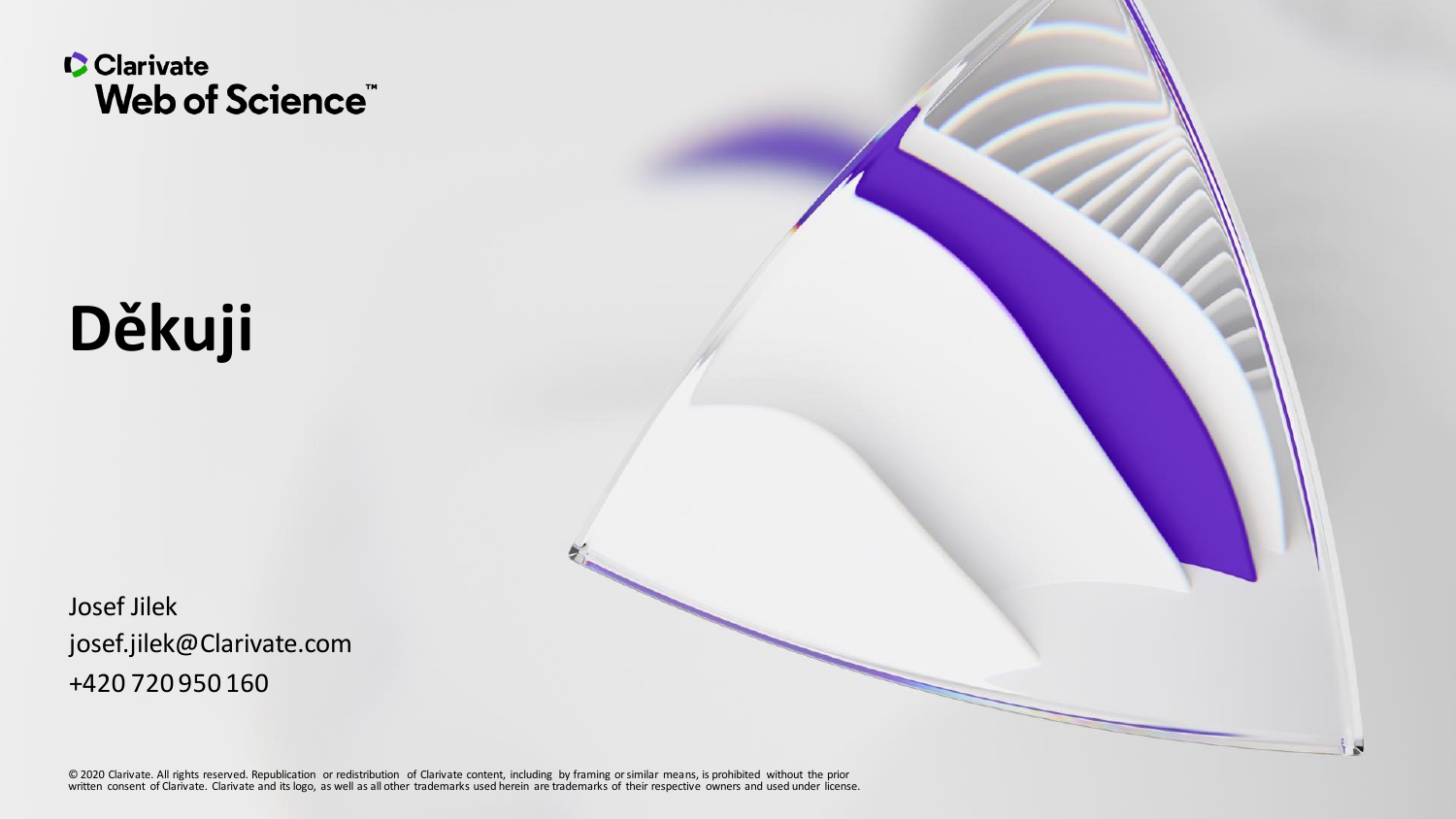Clarivate
Web of Science™

# Děkuji

Josef Jilek
josef.jilek@Clarivate.com
+420 720 950 160

© 2020 Clarivate. All rights reserved. Republication or redistribution of Clarivate content, including by framing or similar means, is prohibited without the prior written consent of Clarivate. Clarivate and its logo, as well as all other trademarks used herein are trademarks of their respective owners and used under license.